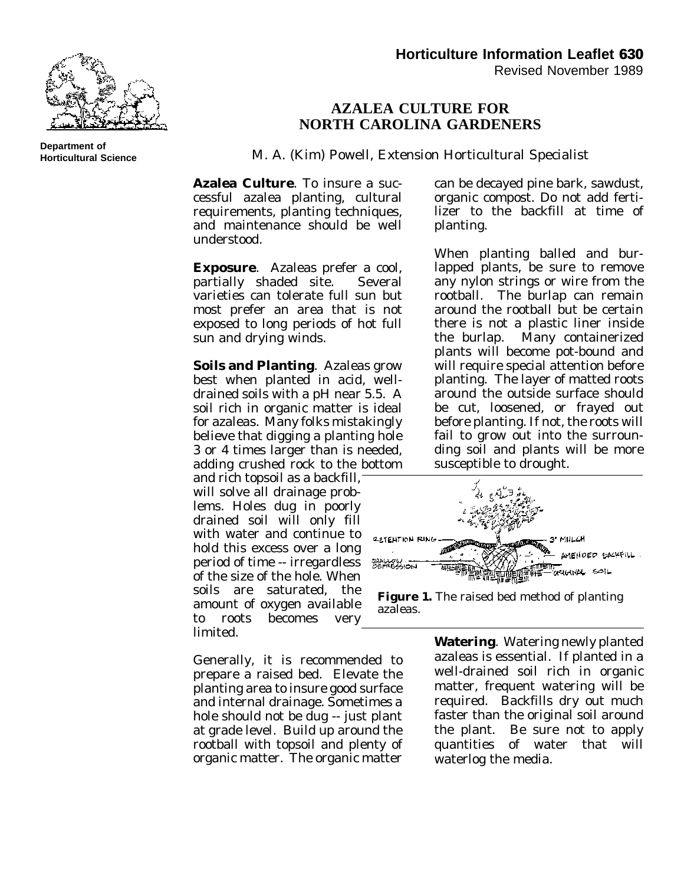**Horticulture Information Leaflet 630**
Revised November 1989

Department of Horticultural Science

# AZALEA CULTURE FOR NORTH CAROLINA GARDENERS

M. A. (Kim) Powell, Extension Horticultural Specialist

**Azalea Culture**. To insure a successful azalea planting, cultural requirements, planting techniques, and maintenance should be well understood.

**Exposure**. Azaleas prefer a cool, partially shaded site. Several varieties can tolerate full sun but most prefer an area that is not exposed to long periods of hot full sun and drying winds.

**Soils and Planting**. Azaleas grow best when planted in acid, well-drained soils with a pH near 5.5. A soil rich in organic matter is ideal for azaleas. Many folks mistakingly believe that digging a planting hole 3 or 4 times larger than is needed, adding crushed rock to the bottom and rich topsoil as a backfill, will solve all drainage problems. Holes dug in poorly drained soil will only fill with water and continue to hold this excess over a long period of time -- irregardless of the size of the hole. When soils are saturated, the amount of oxygen available to roots becomes very limited.

Generally, it is recommended to prepare a raised bed. Elevate the planting area to insure good surface and internal drainage. Sometimes a hole should not be dug -- just plant at grade level. Build up around the rootball with topsoil and plenty of organic matter. The organic matter can be decayed pine bark, sawdust, organic compost. Do not add fertilizer to the backfill at time of planting.

When planting balled and burlapped plants, be sure to remove any nylon strings or wire from the rootball. The burlap can remain around the rootball but be certain there is not a plastic liner inside the burlap. Many containerized plants will become pot-bound and will require special attention before planting. The layer of matted roots around the outside surface should be cut, loosened, or frayed out before planting. If not, the roots will fail to grow out into the surrounding soil and plants will be more susceptible to drought.

**Figure 1.** The raised bed method of planting azaleas.

**Watering**. Watering newly planted azaleas is essential. If planted in a well-drained soil rich in organic matter, frequent watering will be required. Backfills dry out much faster than the original soil around the plant. Be sure not to apply quantities of water that will waterlog the media.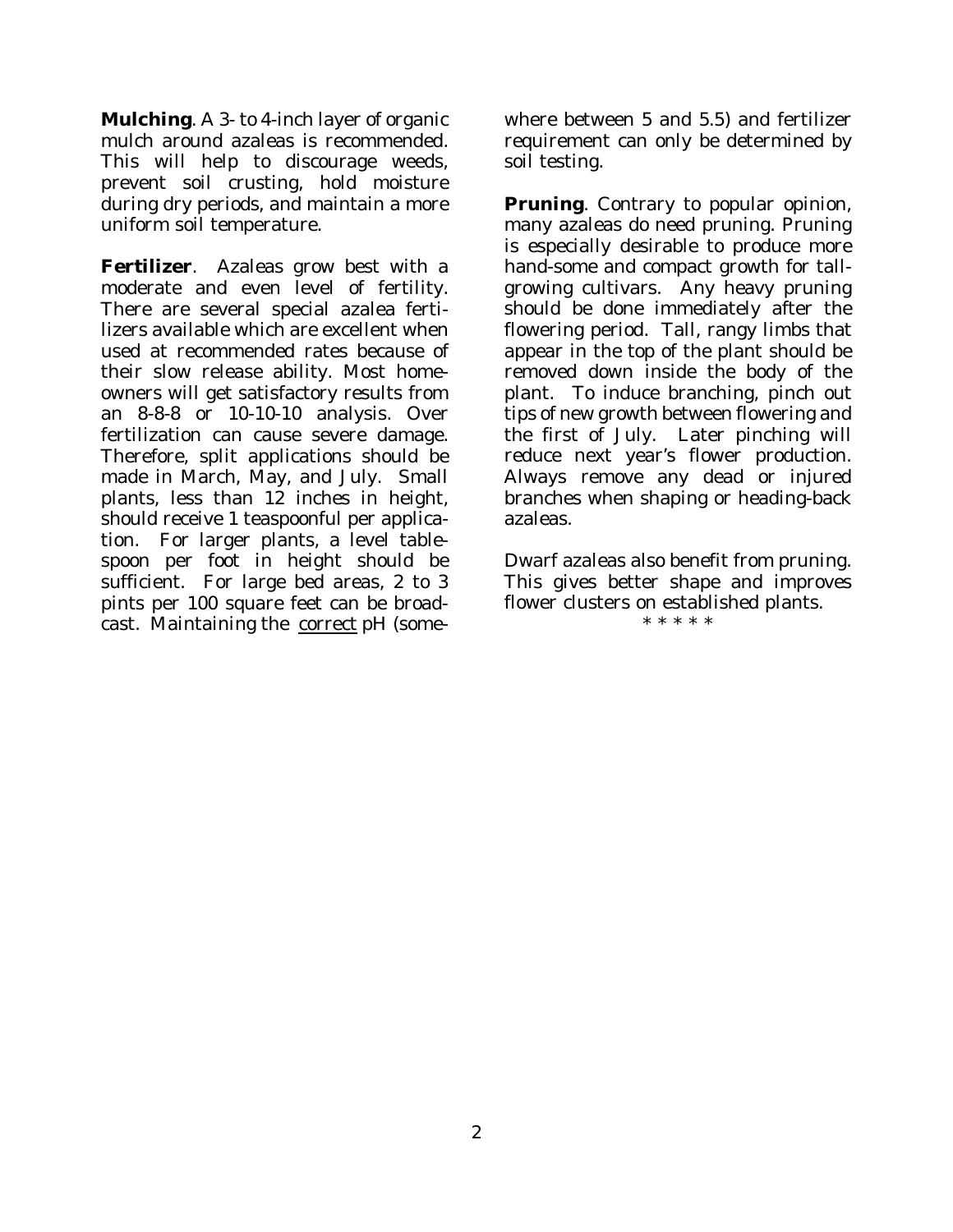**Mulching**. A 3- to 4-inch layer of organic mulch around azaleas is recommended. This will help to discourage weeds, prevent soil crusting, hold moisture during dry periods, and maintain a more uniform soil temperature.

**Fertilizer**. Azaleas grow best with a moderate and even level of fertility. There are several special azalea fertilizers available which are excellent when used at recommended rates because of their slow release ability. Most homeowners will get satisfactory results from an 8-8-8 or 10-10-10 analysis. Over fertilization can cause severe damage. Therefore, split applications should be made in March, May, and July. Small plants, less than 12 inches in height, should receive 1 teaspoonful per application. For larger plants, a level tablespoon per foot in height should be sufficient. For large bed areas, 2 to 3 pints per 100 square feet can be broadcast. Maintaining the <u>correct</u> pH (somewhere between 5 and 5.5) and fertilizer requirement can only be determined by soil testing.

**Pruning**. Contrary to popular opinion, many azaleas do need pruning. Pruning is especially desirable to produce more hand-some and compact growth for tall-growing cultivars. Any heavy pruning should be done immediately after the flowering period. Tall, rangy limbs that appear in the top of the plant should be removed down inside the body of the plant. To induce branching, pinch out tips of new growth between flowering and the first of July. Later pinching will reduce next year's flower production. Always remove any dead or injured branches when shaping or heading-back azaleas.

Dwarf azaleas also benefit from pruning. This gives better shape and improves flower clusters on established plants.

\* \* \* \* \*